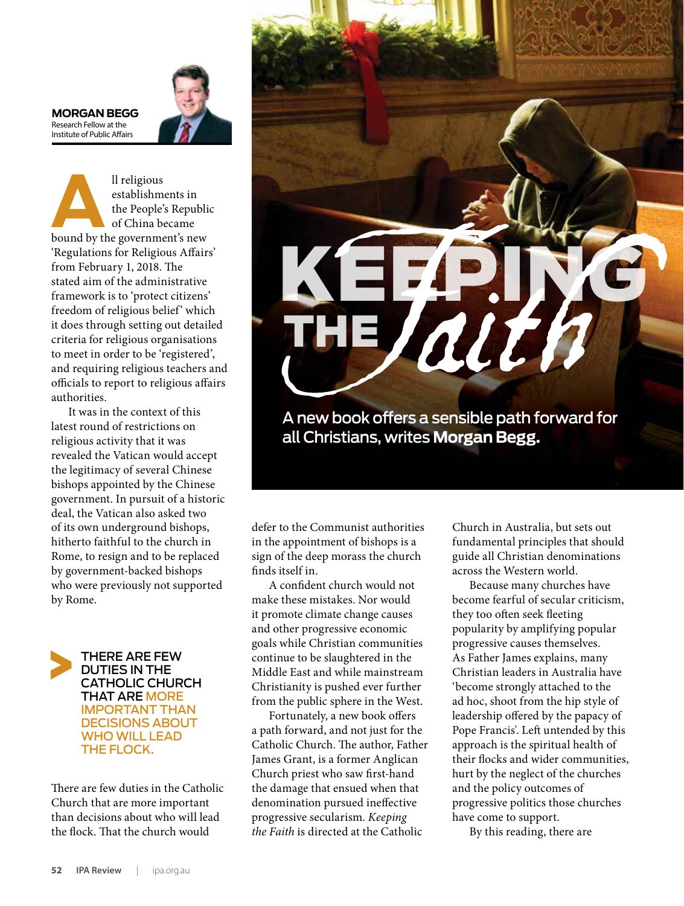# KEEPING THE *Faith*

A new book offers a sensible path forward for all Christians, writes **Morgan Begg.**

**MORGAN BEGG**
Research Fellow at the Institute of Public Affairs

All religious establishments in the People's Republic of China became bound by the government's new 'Regulations for Religious Affairs' from February 1, 2018. The stated aim of the administrative framework is to 'protect citizens' freedom of religious belief' which it does through setting out detailed criteria for religious organisations to meet in order to be 'registered', and requiring religious teachers and officials to report to religious affairs authorities.

It was in the context of this latest round of restrictions on religious activity that it was revealed the Vatican would accept the legitimacy of several Chinese bishops appointed by the Chinese government. In pursuit of a historic deal, the Vatican also asked two of its own underground bishops, hitherto faithful to the church in Rome, to resign and to be replaced by government-backed bishops who were previously not supported by Rome.

> THERE ARE FEW DUTIES IN THE CATHOLIC CHURCH THAT ARE MORE IMPORTANT THAN DECISIONS ABOUT WHO WILL LEAD THE FLOCK.

There are few duties in the Catholic Church that are more important than decisions about who will lead the flock. That the church would defer to the Communist authorities in the appointment of bishops is a sign of the deep morass the church finds itself in.

A confident church would not make these mistakes. Nor would it promote climate change causes and other progressive economic goals while Christian communities continue to be slaughtered in the Middle East and while mainstream Christianity is pushed ever further from the public sphere in the West.

Fortunately, a new book offers a path forward, and not just for the Catholic Church. The author, Father James Grant, is a former Anglican Church priest who saw first-hand the damage that ensued when that denomination pursued ineffective progressive secularism. *Keeping the Faith* is directed at the Catholic Church in Australia, but sets out fundamental principles that should guide all Christian denominations across the Western world.

Because many churches have become fearful of secular criticism, they too often seek fleeting popularity by amplifying popular progressive causes themselves. As Father James explains, many Christian leaders in Australia have 'become strongly attached to the ad hoc, shoot from the hip style of leadership offered by the papacy of Pope Francis'. Left untended by this approach is the spiritual health of their flocks and wider communities, hurt by the neglect of the churches and the policy outcomes of progressive politics those churches have come to support.

By this reading, there are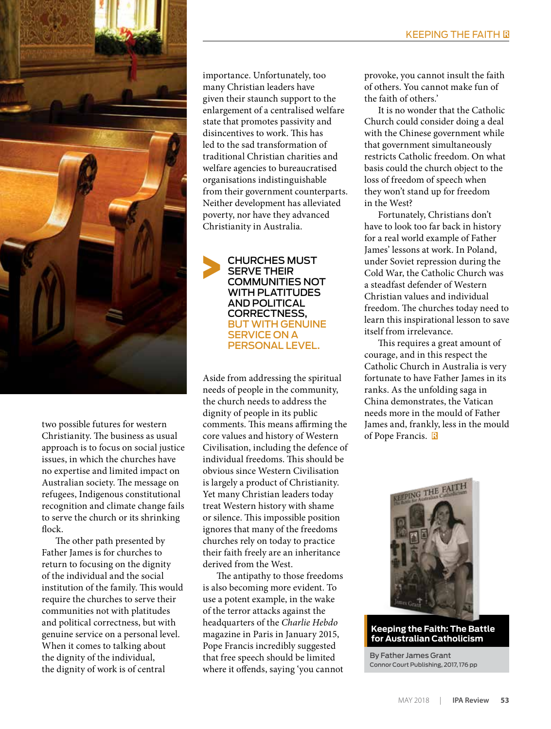two possible futures for western Christianity. The business as usual approach is to focus on social justice issues, in which the churches have no expertise and limited impact on Australian society. The message on refugees, Indigenous constitutional recognition and climate change fails to serve the church or its shrinking flock.

The other path presented by Father James is for churches to return to focusing on the dignity of the individual and the social institution of the family. This would require the churches to serve their communities not with platitudes and political correctness, but with genuine service on a personal level. When it comes to talking about the dignity of the individual, the dignity of work is of central importance. Unfortunately, too many Christian leaders have given their staunch support to the enlargement of a centralised welfare state that promotes passivity and disincentives to work. This has led to the sad transformation of traditional Christian charities and welfare agencies to bureaucratised organisations indistinguishable from their government counterparts. Neither development has alleviated poverty, nor have they advanced Christianity in Australia.

> **CHURCHES MUST SERVE THEIR COMMUNITIES NOT WITH PLATITUDES AND POLITICAL CORRECTNESS, BUT WITH GENUINE SERVICE ON A PERSONAL LEVEL.**

Aside from addressing the spiritual needs of people in the community, the church needs to address the dignity of people in its public comments. This means affirming the core values and history of Western Civilisation, including the defence of individual freedoms. This should be obvious since Western Civilisation is largely a product of Christianity. Yet many Christian leaders today treat Western history with shame or silence. This impossible position ignores that many of the freedoms churches rely on today to practice their faith freely are an inheritance derived from the West.

The antipathy to those freedoms is also becoming more evident. To use a potent example, in the wake of the terror attacks against the headquarters of the *Charlie Hebdo* magazine in Paris in January 2015, Pope Francis incredibly suggested that free speech should be limited where it offends, saying 'you cannot provoke, you cannot insult the faith of others. You cannot make fun of the faith of others.'

It is no wonder that the Catholic Church could consider doing a deal with the Chinese government while that government simultaneously restricts Catholic freedom. On what basis could the church object to the loss of freedom of speech when they won't stand up for freedom in the West?

Fortunately, Christians don't have to look too far back in history for a real world example of Father James' lessons at work. In Poland, under Soviet repression during the Cold War, the Catholic Church was a steadfast defender of Western Christian values and individual freedom. The churches today need to learn this inspirational lesson to save itself from irrelevance.

This requires a great amount of courage, and in this respect the Catholic Church in Australia is very fortunate to have Father James in its ranks. As the unfolding saga in China demonstrates, the Vatican needs more in the mould of Father James and, frankly, less in the mould of Pope Francis.

**Keeping the Faith: The Battle for Australian Catholicism**

By Father James Grant
Connor Court Publishing, 2017, 176 pp